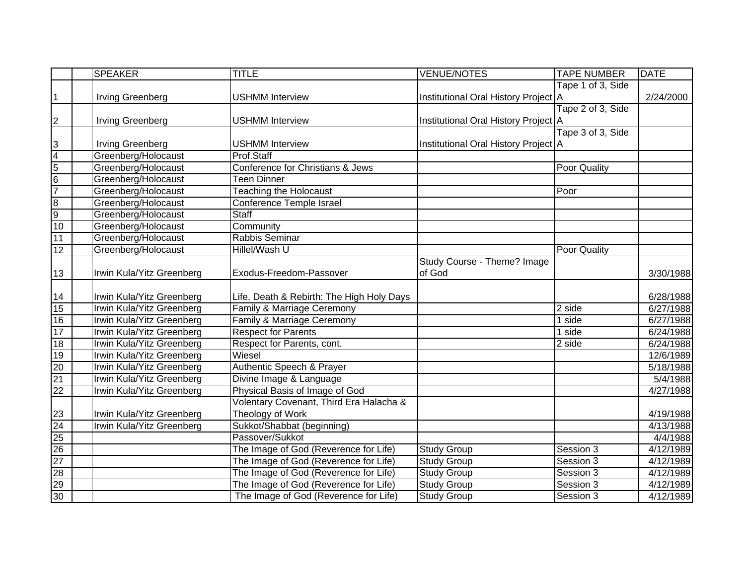| | | SPEAKER | TITLE | VENUE/NOTES | TAPE NUMBER | DATE |
|---|---|---|---|---|---|---|
| 1 | | Irving Greenberg | USHMM Interview | Institutional Oral History Project | Tape 1 of 3, Side A | 2/24/2000 |
| 2 | | Irving Greenberg | USHMM Interview | Institutional Oral History Project | Tape 2 of 3, Side A | |
| 3 | | Irving Greenberg | USHMM Interview | Institutional Oral History Project | Tape 3 of 3, Side A | |
| 4 | | Greenberg/Holocaust | Prof.Staff | | | |
| 5 | | Greenberg/Holocaust | Conference for Christians & Jews | | Poor Quality | |
| 6 | | Greenberg/Holocaust | Teen Dinner | | | |
| 7 | | Greenberg/Holocaust | Teaching the Holocaust | | Poor | |
| 8 | | Greenberg/Holocaust | Conference Temple Israel | | | |
| 9 | | Greenberg/Holocaust | Staff | | | |
| 10 | | Greenberg/Holocaust | Community | | | |
| 11 | | Greenberg/Holocaust | Rabbis Seminar | | | |
| 12 | | Greenberg/Holocaust | Hillel/Wash U | | Poor Quality | |
| 13 | | Irwin Kula/Yitz Greenberg | Exodus-Freedom-Passover | Study Course - Theme? Image of God | | 3/30/1988 |
| 14 | | Irwin Kula/Yitz Greenberg | Life, Death & Rebirth: The High Holy Days | | | 6/28/1988 |
| 15 | | Irwin Kula/Yitz Greenberg | Family & Marriage Ceremony | | 2 side | 6/27/1988 |
| 16 | | Irwin Kula/Yitz Greenberg | Family & Marriage Ceremony | | 1 side | 6/27/1988 |
| 17 | | Irwin Kula/Yitz Greenberg | Respect for Parents | | 1 side | 6/24/1988 |
| 18 | | Irwin Kula/Yitz Greenberg | Respect for Parents, cont. | | 2 side | 6/24/1988 |
| 19 | | Irwin Kula/Yitz Greenberg | Wiesel | | | 12/6/1989 |
| 20 | | Irwin Kula/Yitz Greenberg | Authentic Speech & Prayer | | | 5/18/1988 |
| 21 | | Irwin Kula/Yitz Greenberg | Divine Image & Language | | | 5/4/1988 |
| 22 | | Irwin Kula/Yitz Greenberg | Physical Basis of Image of God | | | 4/27/1988 |
| 23 | | Irwin Kula/Yitz Greenberg | Volentary Covenant, Third Era Halacha & Theology of Work | | | 4/19/1988 |
| 24 | | Irwin Kula/Yitz Greenberg | Sukkot/Shabbat (beginning) | | | 4/13/1988 |
| 25 | | | Passover/Sukkot | | | 4/4/1988 |
| 26 | | | The Image of God (Reverence for Life) | Study Group | Session 3 | 4/12/1989 |
| 27 | | | The Image of God (Reverence for Life) | Study Group | Session 3 | 4/12/1989 |
| 28 | | | The Image of God (Reverence for Life) | Study Group | Session 3 | 4/12/1989 |
| 29 | | | The Image of God (Reverence for Life) | Study Group | Session 3 | 4/12/1989 |
| 30 | | | The Image of God (Reverence for Life) | Study Group | Session 3 | 4/12/1989 |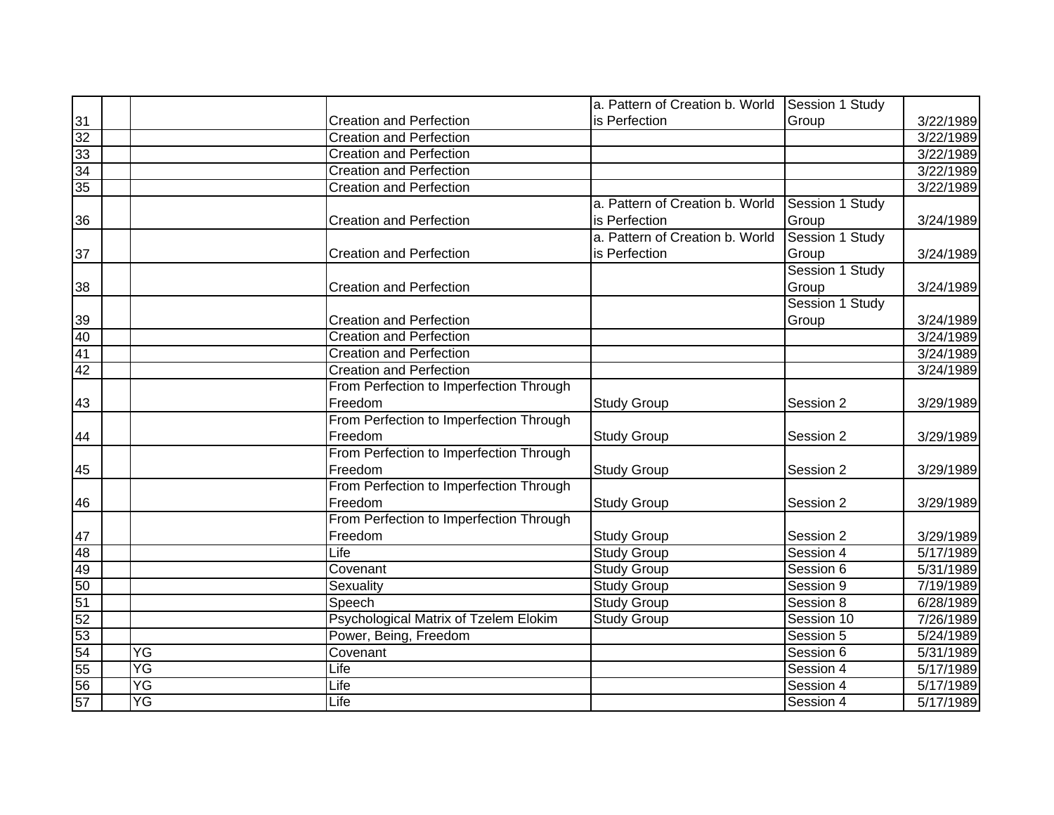| | | | | | | |
|---|---|---|---|---|---|---|
| 31 | | | Creation and Perfection | a. Pattern of Creation b. World is Perfection | Session 1 Study Group | 3/22/1989 |
| 32 | | | Creation and Perfection | | | 3/22/1989 |
| 33 | | | Creation and Perfection | | | 3/22/1989 |
| 34 | | | Creation and Perfection | | | 3/22/1989 |
| 35 | | | Creation and Perfection | | | 3/22/1989 |
| 36 | | | Creation and Perfection | a. Pattern of Creation b. World is Perfection | Session 1 Study Group | 3/24/1989 |
| 37 | | | Creation and Perfection | a. Pattern of Creation b. World is Perfection | Session 1 Study Group | 3/24/1989 |
| 38 | | | Creation and Perfection | | Session 1 Study Group | 3/24/1989 |
| 39 | | | Creation and Perfection | | Session 1 Study Group | 3/24/1989 |
| 40 | | | Creation and Perfection | | | 3/24/1989 |
| 41 | | | Creation and Perfection | | | 3/24/1989 |
| 42 | | | Creation and Perfection | | | 3/24/1989 |
| 43 | | | From Perfection to Imperfection Through Freedom | Study Group | Session 2 | 3/29/1989 |
| 44 | | | From Perfection to Imperfection Through Freedom | Study Group | Session 2 | 3/29/1989 |
| 45 | | | From Perfection to Imperfection Through Freedom | Study Group | Session 2 | 3/29/1989 |
| 46 | | | From Perfection to Imperfection Through Freedom | Study Group | Session 2 | 3/29/1989 |
| 47 | | | From Perfection to Imperfection Through Freedom | Study Group | Session 2 | 3/29/1989 |
| 48 | | | Life | Study Group | Session 4 | 5/17/1989 |
| 49 | | | Covenant | Study Group | Session 6 | 5/31/1989 |
| 50 | | | Sexuality | Study Group | Session 9 | 7/19/1989 |
| 51 | | | Speech | Study Group | Session 8 | 6/28/1989 |
| 52 | | | Psychological Matrix of Tzelem Elokim | Study Group | Session 10 | 7/26/1989 |
| 53 | | | Power, Being, Freedom | | Session 5 | 5/24/1989 |
| 54 | | YG | Covenant | | Session 6 | 5/31/1989 |
| 55 | | YG | Life | | Session 4 | 5/17/1989 |
| 56 | | YG | Life | | Session 4 | 5/17/1989 |
| 57 | | YG | Life | | Session 4 | 5/17/1989 |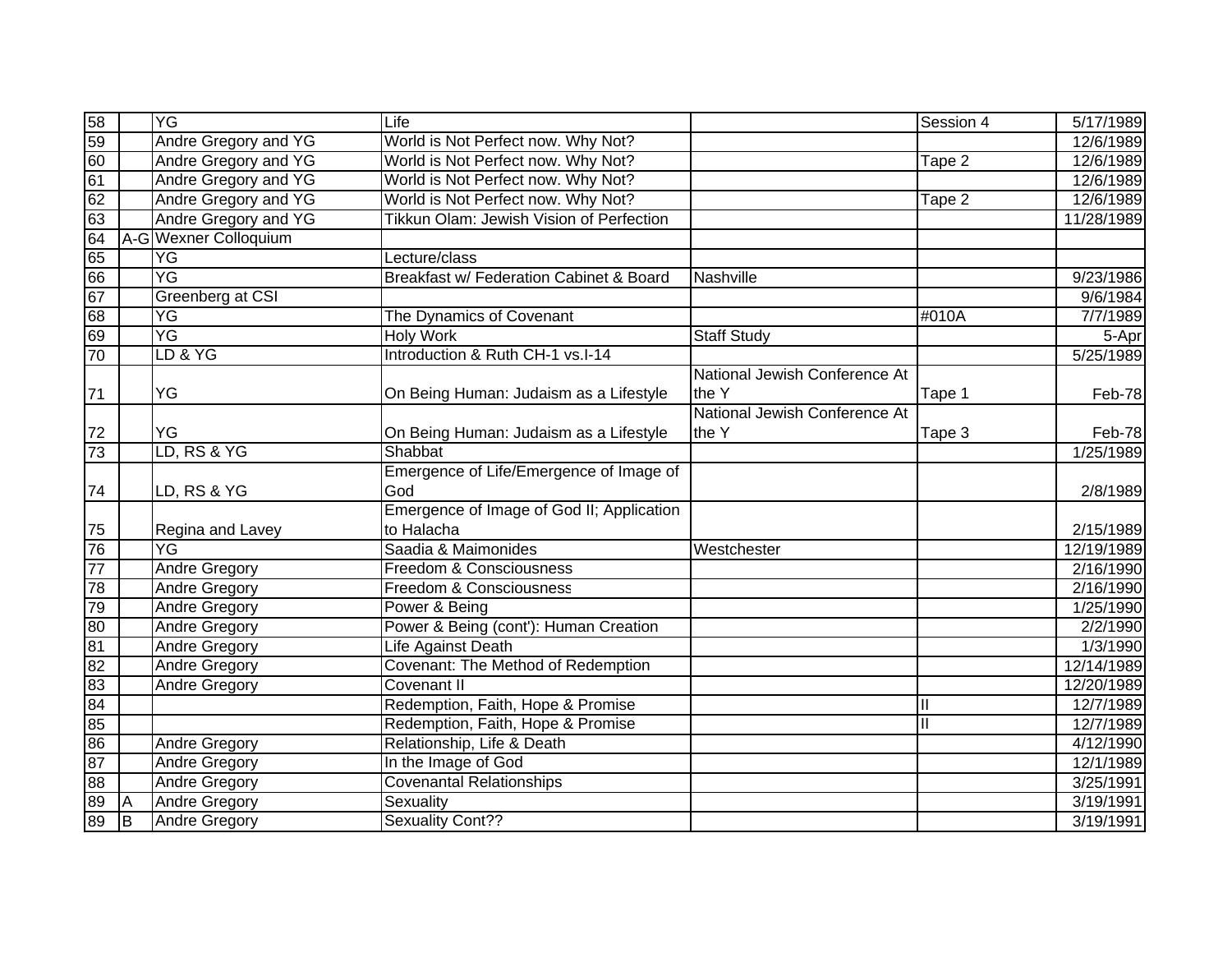| | | | | | | |
|---|---|---|---|---|---|---|
| 58 | | YG | Life | | Session 4 | 5/17/1989 |
| 59 | | Andre Gregory and YG | World is Not Perfect now. Why Not? | | | 12/6/1989 |
| 60 | | Andre Gregory and YG | World is Not Perfect now. Why Not? | | Tape 2 | 12/6/1989 |
| 61 | | Andre Gregory and YG | World is Not Perfect now. Why Not? | | | 12/6/1989 |
| 62 | | Andre Gregory and YG | World is Not Perfect now. Why Not? | | Tape 2 | 12/6/1989 |
| 63 | | Andre Gregory and YG | Tikkun Olam: Jewish Vision of Perfection | | | 11/28/1989 |
| 64 | A-G | Wexner Colloquium | | | | |
| 65 | | YG | Lecture/class | | | |
| 66 | | YG | Breakfast w/ Federation Cabinet & Board | Nashville | | 9/23/1986 |
| 67 | | Greenberg at CSI | | | | 9/6/1984 |
| 68 | | YG | The Dynamics of Covenant | | #010A | 7/7/1989 |
| 69 | | YG | Holy Work | Staff Study | | 5-Apr |
| 70 | | LD & YG | Introduction & Ruth CH-1 vs.I-14 | | | 5/25/1989 |
| 71 | | YG | On Being Human: Judaism as a Lifestyle | National Jewish Conference At the Y | Tape 1 | Feb-78 |
| 72 | | YG | On Being Human: Judaism as a Lifestyle | National Jewish Conference At the Y | Tape 3 | Feb-78 |
| 73 | | LD, RS & YG | Shabbat | | | 1/25/1989 |
| 74 | | LD, RS & YG | Emergence of Life/Emergence of Image of God | | | 2/8/1989 |
| 75 | | Regina and Lavey | Emergence of Image of God II; Application to Halacha | | | 2/15/1989 |
| 76 | | YG | Saadia & Maimonides | Westchester | | 12/19/1989 |
| 77 | | Andre Gregory | Freedom & Consciousness | | | 2/16/1990 |
| 78 | | Andre Gregory | Freedom & Consciousness | | | 2/16/1990 |
| 79 | | Andre Gregory | Power & Being | | | 1/25/1990 |
| 80 | | Andre Gregory | Power & Being (cont'): Human Creation | | | 2/2/1990 |
| 81 | | Andre Gregory | Life Against Death | | | 1/3/1990 |
| 82 | | Andre Gregory | Covenant: The Method of Redemption | | | 12/14/1989 |
| 83 | | Andre Gregory | Covenant II | | | 12/20/1989 |
| 84 | | | Redemption, Faith, Hope & Promise | | II | 12/7/1989 |
| 85 | | | Redemption, Faith, Hope & Promise | | II | 12/7/1989 |
| 86 | | Andre Gregory | Relationship, Life & Death | | | 4/12/1990 |
| 87 | | Andre Gregory | In the Image of God | | | 12/1/1989 |
| 88 | | Andre Gregory | Covenantal Relationships | | | 3/25/1991 |
| 89 | A | Andre Gregory | Sexuality | | | 3/19/1991 |
| 89 | B | Andre Gregory | Sexuality Cont?? | | | 3/19/1991 |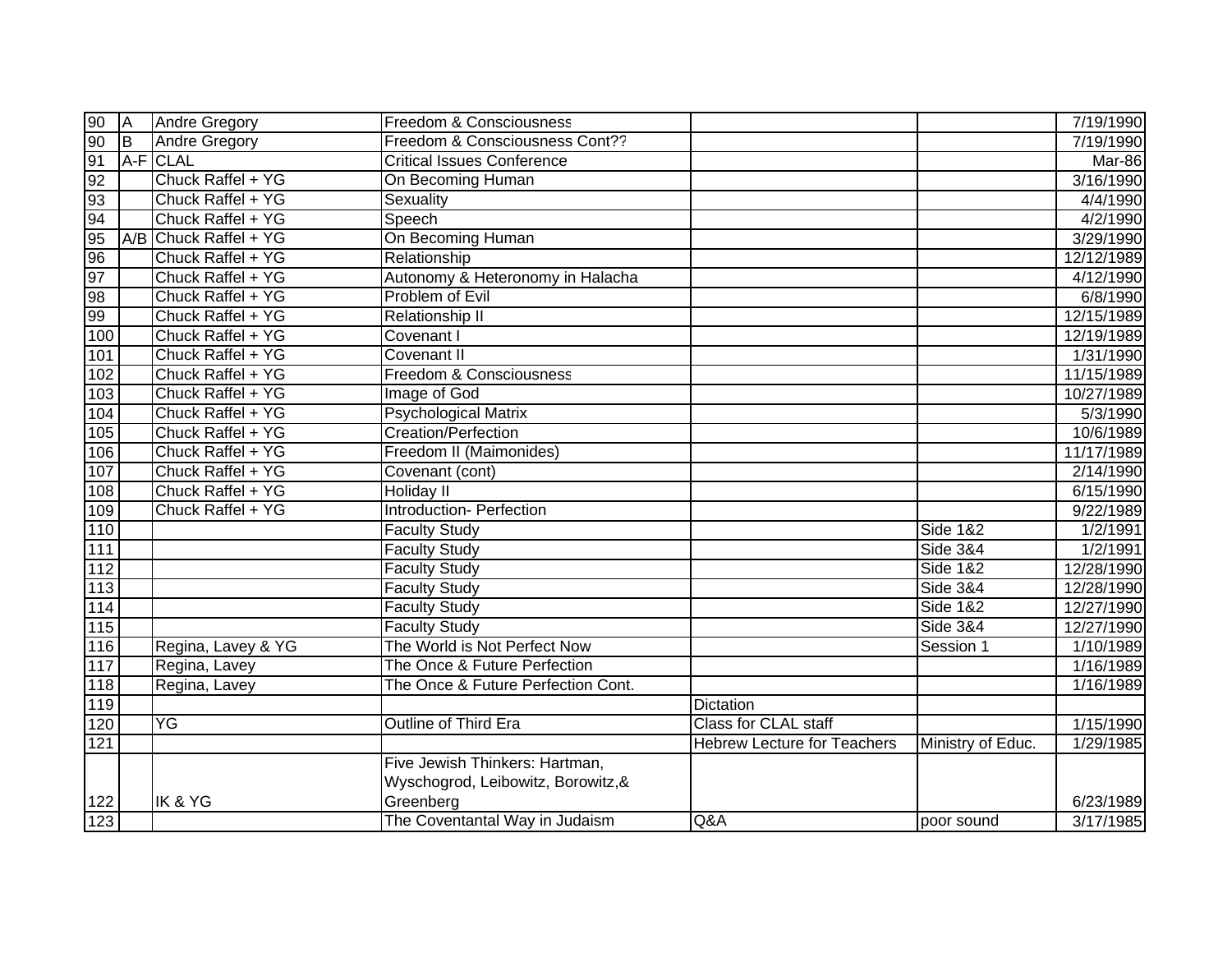| | | | | | | |
|---|---|---|---|---|---|---|
| 90 | A | Andre Gregory | Freedom & Consciousness | | | 7/19/1990 |
| 90 | B | Andre Gregory | Freedom & Consciousness Cont?? | | | 7/19/1990 |
| 91 | A-F | CLAL | Critical Issues Conference | | | Mar-86 |
| 92 | | Chuck Raffel + YG | On Becoming Human | | | 3/16/1990 |
| 93 | | Chuck Raffel + YG | Sexuality | | | 4/4/1990 |
| 94 | | Chuck Raffel + YG | Speech | | | 4/2/1990 |
| 95 | A/B | Chuck Raffel + YG | On Becoming Human | | | 3/29/1990 |
| 96 | | Chuck Raffel + YG | Relationship | | | 12/12/1989 |
| 97 | | Chuck Raffel + YG | Autonomy & Heteronomy in Halacha | | | 4/12/1990 |
| 98 | | Chuck Raffel + YG | Problem of Evil | | | 6/8/1990 |
| 99 | | Chuck Raffel + YG | Relationship II | | | 12/15/1989 |
| 100 | | Chuck Raffel + YG | Covenant I | | | 12/19/1989 |
| 101 | | Chuck Raffel + YG | Covenant II | | | 1/31/1990 |
| 102 | | Chuck Raffel + YG | Freedom & Consciousness | | | 11/15/1989 |
| 103 | | Chuck Raffel + YG | Image of God | | | 10/27/1989 |
| 104 | | Chuck Raffel + YG | Psychological Matrix | | | 5/3/1990 |
| 105 | | Chuck Raffel + YG | Creation/Perfection | | | 10/6/1989 |
| 106 | | Chuck Raffel + YG | Freedom II (Maimonides) | | | 11/17/1989 |
| 107 | | Chuck Raffel + YG | Covenant (cont) | | | 2/14/1990 |
| 108 | | Chuck Raffel + YG | Holiday II | | | 6/15/1990 |
| 109 | | Chuck Raffel + YG | Introduction- Perfection | | | 9/22/1989 |
| 110 | | | Faculty Study | | Side 1&2 | 1/2/1991 |
| 111 | | | Faculty Study | | Side 3&4 | 1/2/1991 |
| 112 | | | Faculty Study | | Side 1&2 | 12/28/1990 |
| 113 | | | Faculty Study | | Side 3&4 | 12/28/1990 |
| 114 | | | Faculty Study | | Side 1&2 | 12/27/1990 |
| 115 | | | Faculty Study | | Side 3&4 | 12/27/1990 |
| 116 | | Regina, Lavey & YG | The World is Not Perfect Now | | Session 1 | 1/10/1989 |
| 117 | | Regina, Lavey | The Once & Future Perfection | | | 1/16/1989 |
| 118 | | Regina, Lavey | The Once & Future Perfection Cont. | | | 1/16/1989 |
| 119 | | | | Dictation | | |
| 120 | | YG | Outline of Third Era | Class for CLAL staff | | 1/15/1990 |
| 121 | | | | Hebrew Lecture for Teachers | Ministry of Educ. | 1/29/1985 |
| 122 | | IK & YG | Five Jewish Thinkers: Hartman, Wyschogrod, Leibowitz, Borowitz,& Greenberg | | | 6/23/1989 |
| 123 | | | The Coventantal Way in Judaism | Q&A | poor sound | 3/17/1985 |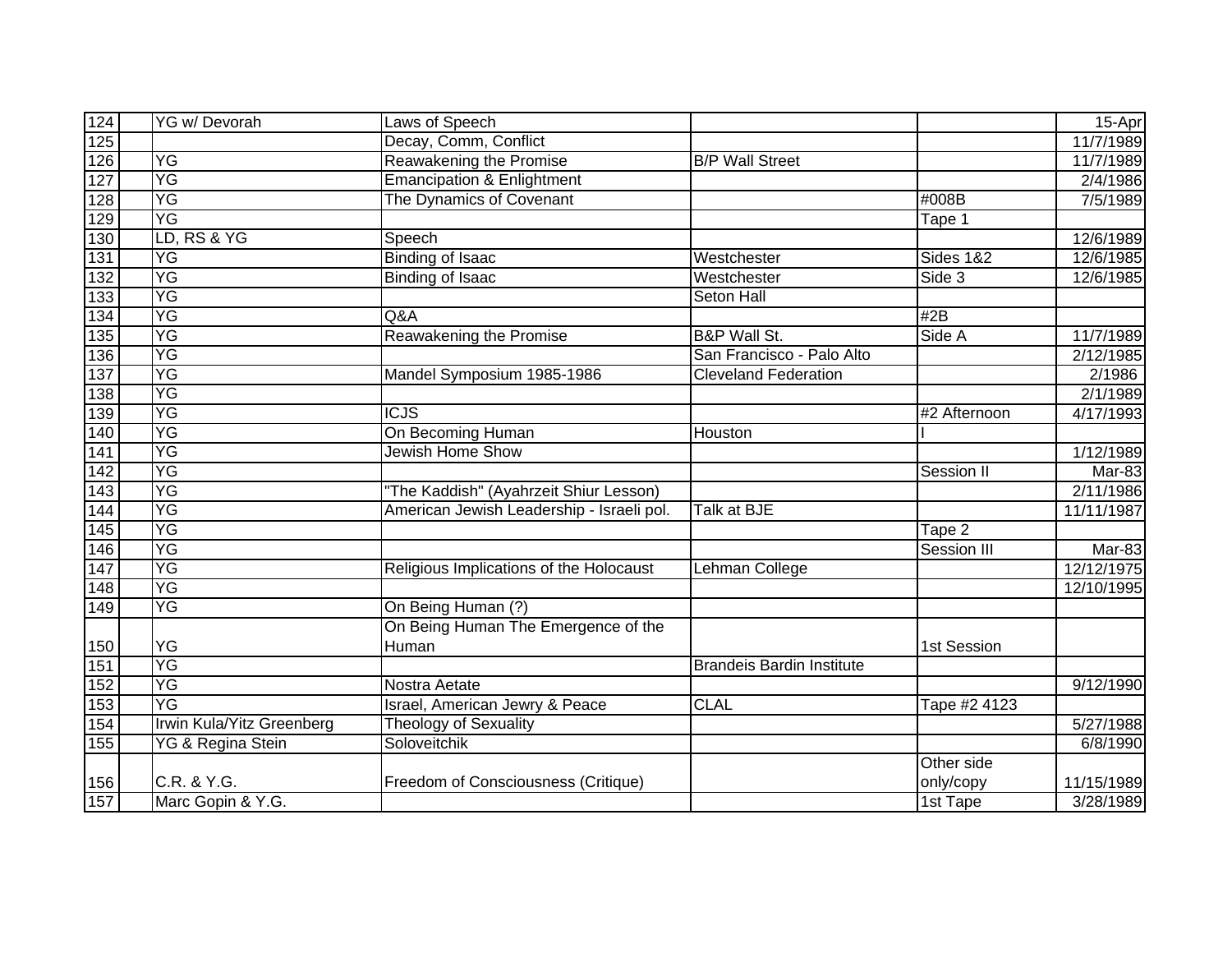| | | | | | | |
|---|---|---|---|---|---|---|
| 124 | | YG w/ Devorah | Laws of Speech | | | 15-Apr |
| 125 | | | Decay, Comm, Conflict | | | 11/7/1989 |
| 126 | | YG | Reawakening the Promise | B/P Wall Street | | 11/7/1989 |
| 127 | | YG | Emancipation & Enlightment | | | 2/4/1986 |
| 128 | | YG | The Dynamics of Covenant | | #008B | 7/5/1989 |
| 129 | | YG | | | Tape 1 | |
| 130 | | LD, RS & YG | Speech | | | 12/6/1989 |
| 131 | | YG | Binding of Isaac | Westchester | Sides 1&2 | 12/6/1985 |
| 132 | | YG | Binding of Isaac | Westchester | Side 3 | 12/6/1985 |
| 133 | | YG | | Seton Hall | | |
| 134 | | YG | Q&A | | #2B | |
| 135 | | YG | Reawakening the Promise | B&P Wall St. | Side A | 11/7/1989 |
| 136 | | YG | | San Francisco - Palo Alto | | 2/12/1985 |
| 137 | | YG | Mandel Symposium 1985-1986 | Cleveland Federation | | 2/1986 |
| 138 | | YG | | | | 2/1/1989 |
| 139 | | YG | ICJS | | #2 Afternoon | 4/17/1993 |
| 140 | | YG | On Becoming Human | Houston | I | |
| 141 | | YG | Jewish Home Show | | | 1/12/1989 |
| 142 | | YG | | | Session II | Mar-83 |
| 143 | | YG | "The Kaddish" (Ayahrzeit Shiur Lesson) | | | 2/11/1986 |
| 144 | | YG | American Jewish Leadership - Israeli pol. | Talk at BJE | | 11/11/1987 |
| 145 | | YG | | | Tape 2 | |
| 146 | | YG | | | Session III | Mar-83 |
| 147 | | YG | Religious Implications of the Holocaust | Lehman College | | 12/12/1975 |
| 148 | | YG | | | | 12/10/1995 |
| 149 | | YG | On Being Human (?) | | | |
| 150 | | YG | On Being Human The Emergence of the Human | | 1st Session | |
| 151 | | YG | | Brandeis Bardin Institute | | |
| 152 | | YG | Nostra Aetate | | | 9/12/1990 |
| 153 | | YG | Israel, American Jewry & Peace | CLAL | Tape #2 4123 | |
| 154 | | Irwin Kula/Yitz Greenberg | Theology of Sexuality | | | 5/27/1988 |
| 155 | | YG & Regina Stein | Soloveitchik | | | 6/8/1990 |
| 156 | | C.R. & Y.G. | Freedom of Consciousness (Critique) | | Other side only/copy | 11/15/1989 |
| 157 | | Marc Gopin & Y.G. | | | 1st Tape | 3/28/1989 |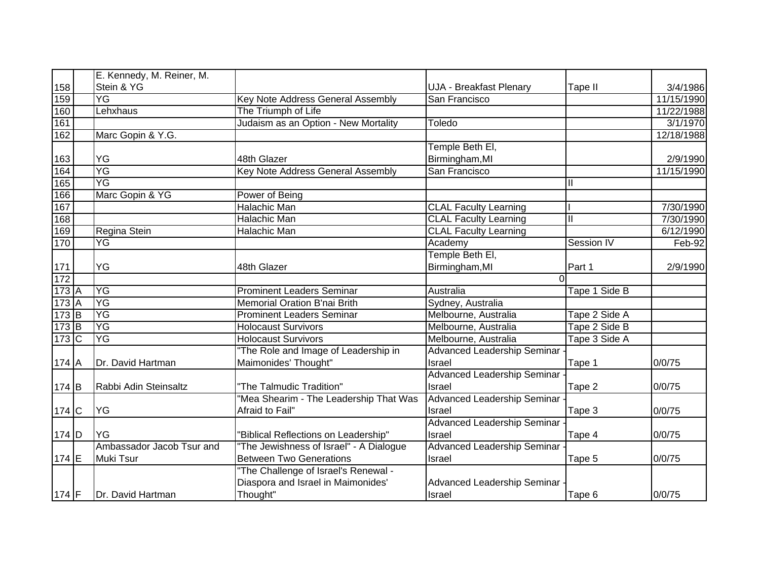| | | | | | | |
|---|---|---|---|---|---|---|
| 158 | | E. Kennedy, M. Reiner, M. Stein & YG | | UJA - Breakfast Plenary | Tape II | 3/4/1986 |
| 159 | | YG | Key Note Address General Assembly | San Francisco | | 11/15/1990 |
| 160 | | Lehxhaus | The Triumph of Life | | | 11/22/1988 |
| 161 | | | Judaism as an Option - New Mortality | Toledo | | 3/1/1970 |
| 162 | | Marc Gopin & Y.G. | | | | 12/18/1988 |
| 163 | | YG | 48th Glazer | Temple Beth El, Birmingham,MI | | 2/9/1990 |
| 164 | | YG | Key Note Address General Assembly | San Francisco | | 11/15/1990 |
| 165 | | YG | | | II | |
| 166 | | Marc Gopin & YG | Power of Being | | | |
| 167 | | | Halachic Man | CLAL Faculty Learning | I | 7/30/1990 |
| 168 | | | Halachic Man | CLAL Faculty Learning | II | 7/30/1990 |
| 169 | | Regina Stein | Halachic Man | CLAL Faculty Learning | | 6/12/1990 |
| 170 | | YG | | Academy | Session IV | Feb-92 |
| 171 | | YG | 48th Glazer | Temple Beth El, Birmingham,MI | Part 1 | 2/9/1990 |
| 172 | | | | 0 | | |
| 173 | A | YG | Prominent Leaders Seminar | Australia | Tape 1 Side B | |
| 173 | A | YG | Memorial Oration B'nai Brith | Sydney, Australia | | |
| 173 | B | YG | Prominent Leaders Seminar | Melbourne, Australia | Tape 2 Side A | |
| 173 | B | YG | Holocaust Survivors | Melbourne, Australia | Tape 2 Side B | |
| 173 | C | YG | Holocaust Survivors | Melbourne, Australia | Tape 3 Side A | |
| 174 | A | Dr. David Hartman | "The Role and Image of Leadership in Maimonides' Thought" | Advanced Leadership Seminar - Israel | Tape 1 | 0/0/75 |
| 174 | B | Rabbi Adin Steinsaltz | "The Talmudic Tradition" | Advanced Leadership Seminar - Israel | Tape 2 | 0/0/75 |
| 174 | C | YG | "Mea Shearim - The Leadership That Was Afraid to Fail" | Advanced Leadership Seminar - Israel | Tape 3 | 0/0/75 |
| 174 | D | YG | "Biblical Reflections on Leadership" | Advanced Leadership Seminar - Israel | Tape 4 | 0/0/75 |
| 174 | E | Ambassador Jacob Tsur and Muki Tsur | "The Jewishness of Israel" - A Dialogue Between Two Generations | Advanced Leadership Seminar - Israel | Tape 5 | 0/0/75 |
| 174 | F | Dr. David Hartman | "The Challenge of Israel's Renewal - Diaspora and Israel in Maimonides' Thought" | Advanced Leadership Seminar - Israel | Tape 6 | 0/0/75 |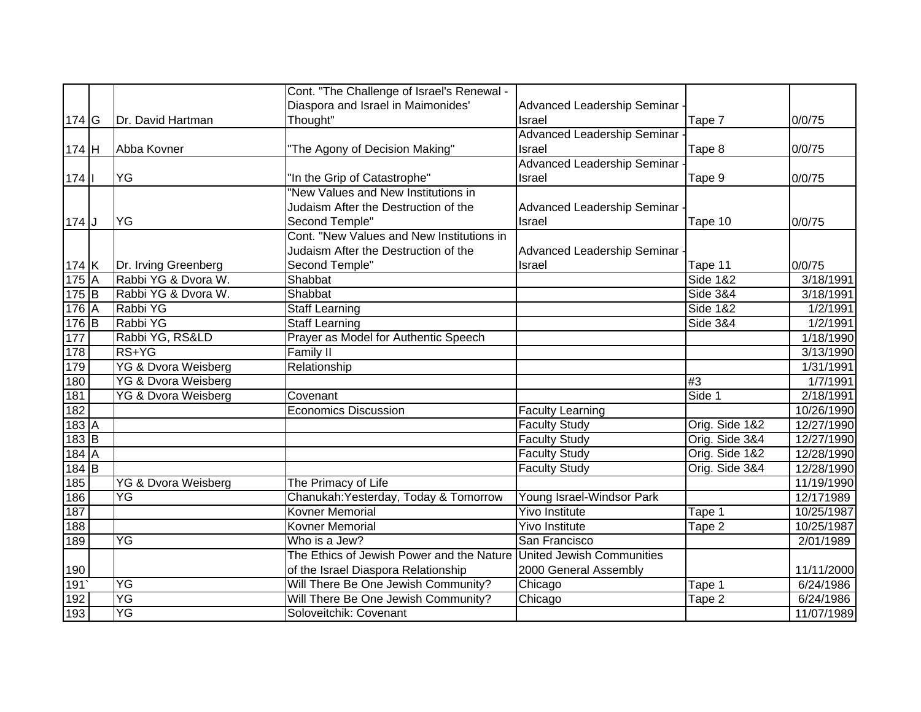| | | | | | | |
|---|---|---|---|---|---|---|
| 174 | G | Dr. David Hartman | Cont. "The Challenge of Israel's Renewal - Diaspora and Israel in Maimonides' Thought" | Advanced Leadership Seminar - Israel | Tape 7 | 0/0/75 |
| 174 | H | Abba Kovner | "The Agony of Decision Making" | Advanced Leadership Seminar - Israel | Tape 8 | 0/0/75 |
| 174 | I | YG | "In the Grip of Catastrophe" | Advanced Leadership Seminar - Israel | Tape 9 | 0/0/75 |
| 174 | J | YG | "New Values and New Institutions in Judaism After the Destruction of the Second Temple" | Advanced Leadership Seminar - Israel | Tape 10 | 0/0/75 |
| 174 | K | Dr. Irving Greenberg | Cont. "New Values and New Institutions in Judaism After the Destruction of the Second Temple" | Advanced Leadership Seminar - Israel | Tape 11 | 0/0/75 |
| 175 | A | Rabbi YG & Dvora W. | Shabbat | | Side 1&2 | 3/18/1991 |
| 175 | B | Rabbi YG & Dvora W. | Shabbat | | Side 3&4 | 3/18/1991 |
| 176 | A | Rabbi YG | Staff Learning | | Side 1&2 | 1/2/1991 |
| 176 | B | Rabbi YG | Staff Learning | | Side 3&4 | 1/2/1991 |
| 177 | | Rabbi YG, RS&LD | Prayer as Model for Authentic Speech | | | 1/18/1990 |
| 178 | | RS+YG | Family II | | | 3/13/1990 |
| 179 | | YG & Dvora Weisberg | Relationship | | | 1/31/1991 |
| 180 | | YG & Dvora Weisberg | | | #3 | 1/7/1991 |
| 181 | | YG & Dvora Weisberg | Covenant | | Side 1 | 2/18/1991 |
| 182 | | | Economics Discussion | Faculty Learning | | 10/26/1990 |
| 183 | A | | | Faculty Study | Orig. Side 1&2 | 12/27/1990 |
| 183 | B | | | Faculty Study | Orig. Side 3&4 | 12/27/1990 |
| 184 | A | | | Faculty Study | Orig. Side 1&2 | 12/28/1990 |
| 184 | B | | | Faculty Study | Orig. Side 3&4 | 12/28/1990 |
| 185 | | YG & Dvora Weisberg | The Primacy of Life | | | 11/19/1990 |
| 186 | | YG | Chanukah:Yesterday, Today & Tomorrow | Young Israel-Windsor Park | | 12/171989 |
| 187 | | | Kovner Memorial | Yivo Institute | Tape 1 | 10/25/1987 |
| 188 | | | Kovner Memorial | Yivo Institute | Tape 2 | 10/25/1987 |
| 189 | | YG | Who is a Jew? | San Francisco | | 2/01/1989 |
| 190 | | | The Ethics of Jewish Power and the Nature of the Israel Diaspora Relationship | United Jewish Communities 2000 General Assembly | | 11/11/2000 |
| 191` | | YG | Will There Be One Jewish Community? | Chicago | Tape 1 | 6/24/1986 |
| 192 | | YG | Will There Be One Jewish Community? | Chicago | Tape 2 | 6/24/1986 |
| 193 | | YG | Soloveitchik: Covenant | | | 11/07/1989 |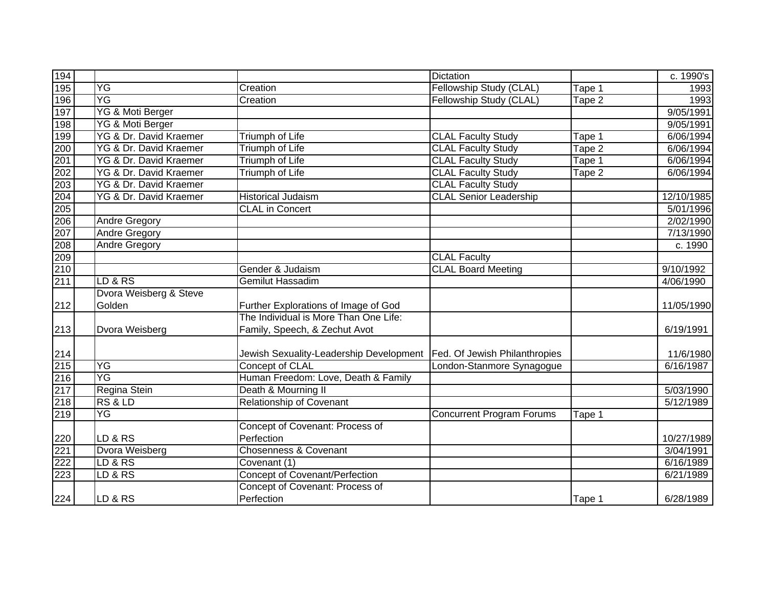| 194 | | | | Dictation | | c. 1990's |
|---|---|---|---|---|---|---|
| 195 | | YG | Creation | Fellowship Study (CLAL) | Tape 1 | 1993 |
| 196 | | YG | Creation | Fellowship Study (CLAL) | Tape 2 | 1993 |
| 197 | | YG & Moti Berger | | | | 9/05/1991 |
| 198 | | YG & Moti Berger | | | | 9/05/1991 |
| 199 | | YG & Dr. David Kraemer | Triumph of Life | CLAL Faculty Study | Tape 1 | 6/06/1994 |
| 200 | | YG & Dr. David Kraemer | Triumph of Life | CLAL Faculty Study | Tape 2 | 6/06/1994 |
| 201 | | YG & Dr. David Kraemer | Triumph of Life | CLAL Faculty Study | Tape 1 | 6/06/1994 |
| 202 | | YG & Dr. David Kraemer | Triumph of Life | CLAL Faculty Study | Tape 2 | 6/06/1994 |
| 203 | | YG & Dr. David Kraemer | | CLAL Faculty Study | | |
| 204 | | YG & Dr. David Kraemer | Historical Judaism | CLAL Senior Leadership | | 12/10/1985 |
| 205 | | | CLAL in Concert | | | 5/01/1996 |
| 206 | | Andre Gregory | | | | 2/02/1990 |
| 207 | | Andre Gregory | | | | 7/13/1990 |
| 208 | | Andre Gregory | | | | c. 1990 |
| 209 | | | | CLAL Faculty | | |
| 210 | | | Gender & Judaism | CLAL Board Meeting | | 9/10/1992 |
| 211 | | LD & RS | Gemilut Hassadim | | | 4/06/1990 |
| 212 | | Dvora Weisberg & Steve Golden | Further Explorations of Image of God | | | 11/05/1990 |
| 213 | | Dvora Weisberg | The Individual is More Than One Life: Family, Speech, & Zechut Avot | | | 6/19/1991 |
| 214 | | | Jewish Sexuality-Leadership Development | Fed. Of Jewish Philanthropies | | 11/6/1980 |
| 215 | | YG | Concept of CLAL | London-Stanmore Synagogue | | 6/16/1987 |
| 216 | | YG | Human Freedom: Love, Death & Family | | | |
| 217 | | Regina Stein | Death & Mourning II | | | 5/03/1990 |
| 218 | | RS & LD | Relationship of Covenant | | | 5/12/1989 |
| 219 | | YG | | Concurrent Program Forums | Tape 1 | |
| 220 | | LD & RS | Concept of Covenant: Process of Perfection | | | 10/27/1989 |
| 221 | | Dvora Weisberg | Chosenness & Covenant | | | 3/04/1991 |
| 222 | | LD & RS | Covenant (1) | | | 6/16/1989 |
| 223 | | LD & RS | Concept of Covenant/Perfection | | | 6/21/1989 |
| 224 | | LD & RS | Concept of Covenant: Process of Perfection | | Tape 1 | 6/28/1989 |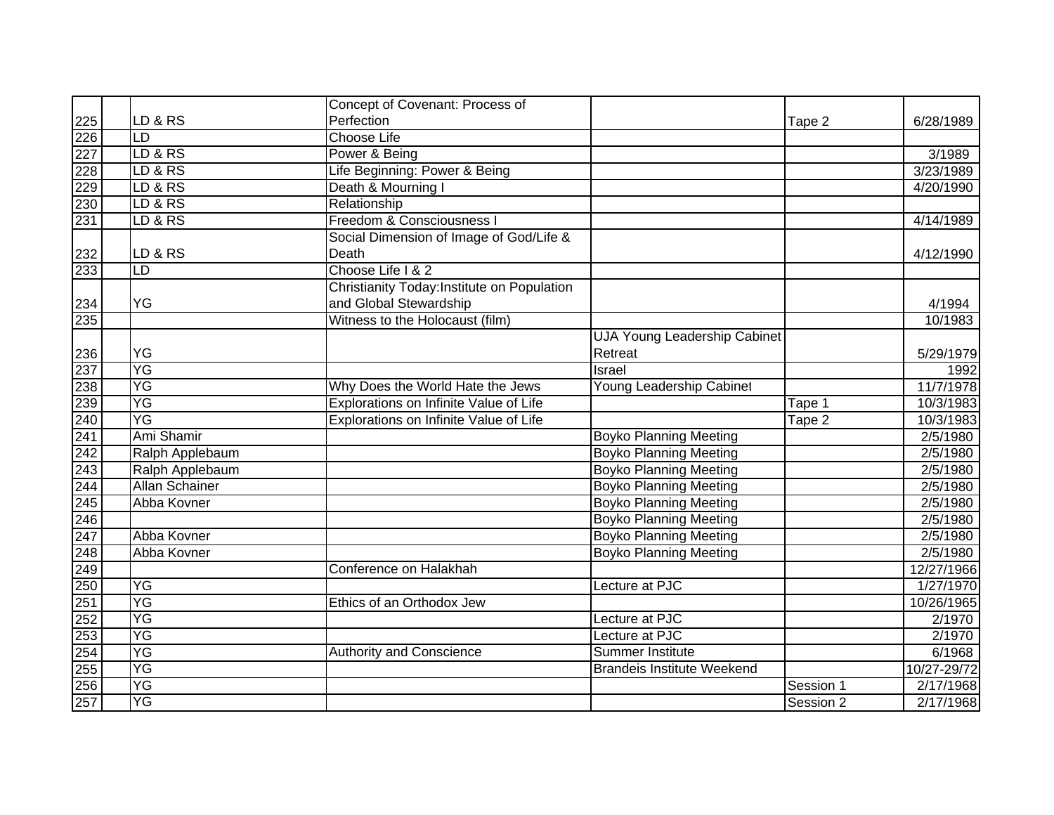| | | | | | | |
|---|---|---|---|---|---|---|
| 225 | | LD & RS | Concept of Covenant: Process of Perfection | | Tape 2 | 6/28/1989 |
| 226 | | LD | Choose Life | | | |
| 227 | | LD & RS | Power & Being | | | 3/1989 |
| 228 | | LD & RS | Life Beginning: Power & Being | | | 3/23/1989 |
| 229 | | LD & RS | Death & Mourning I | | | 4/20/1990 |
| 230 | | LD & RS | Relationship | | | |
| 231 | | LD & RS | Freedom & Consciousness I | | | 4/14/1989 |
| 232 | | LD & RS | Social Dimension of Image of God/Life & Death | | | 4/12/1990 |
| 233 | | LD | Choose Life I & 2 | | | |
| 234 | | YG | Christianity Today:Institute on Population and Global Stewardship | | | 4/1994 |
| 235 | | | Witness to the Holocaust (film) | | | 10/1983 |
| 236 | | YG | | UJA Young Leadership Cabinet Retreat | | 5/29/1979 |
| 237 | | YG | | Israel | | 1992 |
| 238 | | YG | Why Does the World Hate the Jews | Young Leadership Cabinet | | 11/7/1978 |
| 239 | | YG | Explorations on Infinite Value of Life | | Tape 1 | 10/3/1983 |
| 240 | | YG | Explorations on Infinite Value of Life | | Tape 2 | 10/3/1983 |
| 241 | | Ami Shamir | | Boyko Planning Meeting | | 2/5/1980 |
| 242 | | Ralph Applebaum | | Boyko Planning Meeting | | 2/5/1980 |
| 243 | | Ralph Applebaum | | Boyko Planning Meeting | | 2/5/1980 |
| 244 | | Allan Schainer | | Boyko Planning Meeting | | 2/5/1980 |
| 245 | | Abba Kovner | | Boyko Planning Meeting | | 2/5/1980 |
| 246 | | | | Boyko Planning Meeting | | 2/5/1980 |
| 247 | | Abba Kovner | | Boyko Planning Meeting | | 2/5/1980 |
| 248 | | Abba Kovner | | Boyko Planning Meeting | | 2/5/1980 |
| 249 | | | Conference on Halakhah | | | 12/27/1966 |
| 250 | | YG | | Lecture at PJC | | 1/27/1970 |
| 251 | | YG | Ethics of an Orthodox Jew | | | 10/26/1965 |
| 252 | | YG | | Lecture at PJC | | 2/1970 |
| 253 | | YG | | Lecture at PJC | | 2/1970 |
| 254 | | YG | Authority and Conscience | Summer Institute | | 6/1968 |
| 255 | | YG | | Brandeis Institute Weekend | | 10/27-29/72 |
| 256 | | YG | | | Session 1 | 2/17/1968 |
| 257 | | YG | | | Session 2 | 2/17/1968 |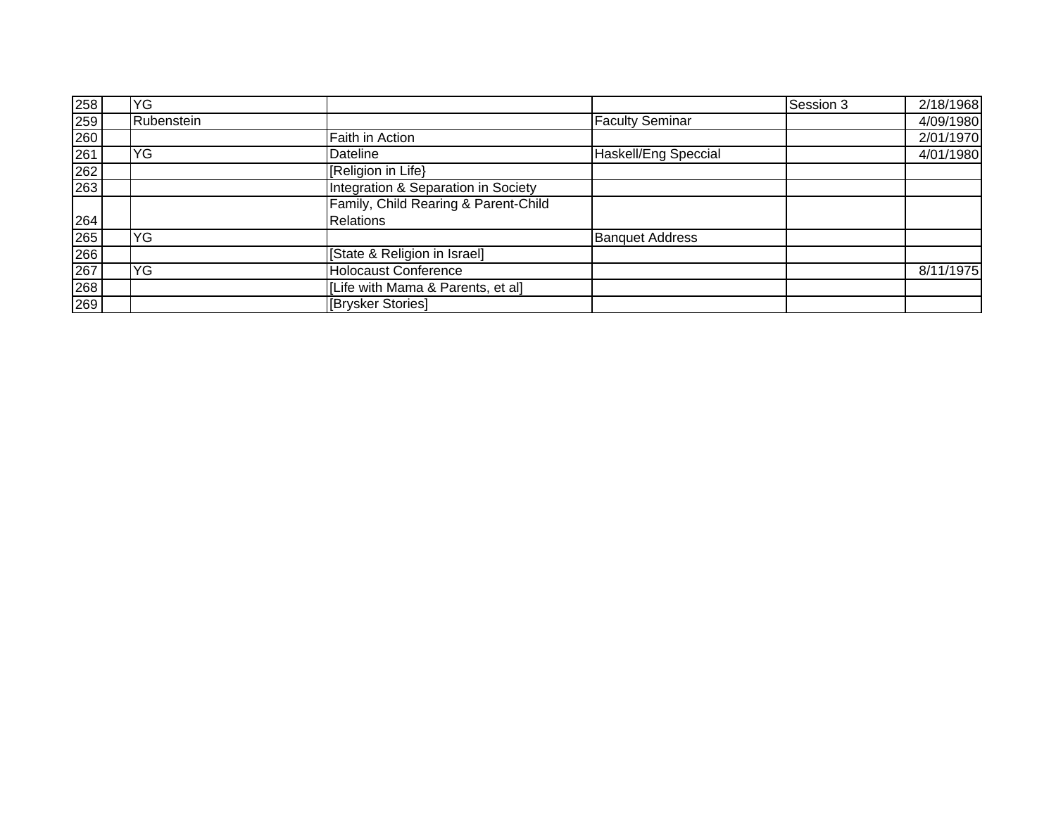| | | | | | | |
|---|---|---|---|---|---|---|
| 258 | | YG | | | Session 3 | 2/18/1968 |
| 259 | | Rubenstein | | Faculty Seminar | | 4/09/1980 |
| 260 | | | Faith in Action | | | 2/01/1970 |
| 261 | | YG | Dateline | Haskell/Eng Speccial | | 4/01/1980 |
| 262 | | | [Religion in Life} | | | |
| 263 | | | Integration & Separation in Society | | | |
| 264 | | | Family, Child Rearing & Parent-Child Relations | | | |
| 265 | | YG | | Banquet Address | | |
| 266 | | | [State & Religion in Israel] | | | |
| 267 | | YG | Holocaust Conference | | | 8/11/1975 |
| 268 | | | [Life with Mama & Parents, et al] | | | |
| 269 | | | [Brysker Stories] | | | |